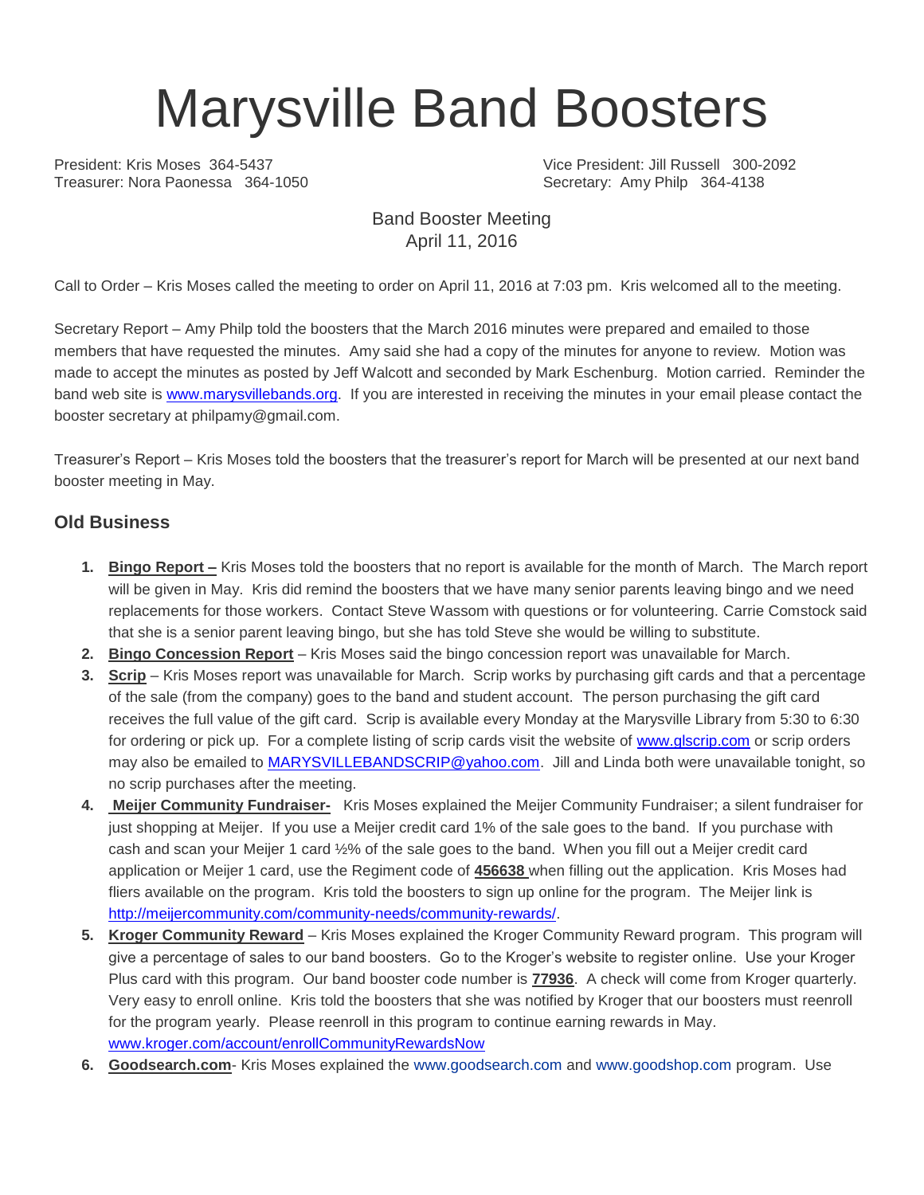# Marysville Band Boosters

President: Kris Moses 364-5437
Vice President: Jill Russell 300-2092
Treasurer: Nora Paonessa 364-1050
Secretary: Amy Philp 364-4138

Band Booster Meeting
April 11, 2016

Call to Order – Kris Moses called the meeting to order on April 11, 2016 at 7:03 pm. Kris welcomed all to the meeting.

Secretary Report – Amy Philp told the boosters that the March 2016 minutes were prepared and emailed to those members that have requested the minutes. Amy said she had a copy of the minutes for anyone to review. Motion was made to accept the minutes as posted by Jeff Walcott and seconded by Mark Eschenburg. Motion carried. Reminder the band web site is www.marysvillebands.org. If you are interested in receiving the minutes in your email please contact the booster secretary at philpamy@gmail.com.

Treasurer's Report – Kris Moses told the boosters that the treasurer's report for March will be presented at our next band booster meeting in May.

## Old Business

1. **Bingo Report –** Kris Moses told the boosters that no report is available for the month of March. The March report will be given in May. Kris did remind the boosters that we have many senior parents leaving bingo and we need replacements for those workers. Contact Steve Wassom with questions or for volunteering. Carrie Comstock said that she is a senior parent leaving bingo, but she has told Steve she would be willing to substitute.
2. **Bingo Concession Report** – Kris Moses said the bingo concession report was unavailable for March.
3. **Scrip** – Kris Moses report was unavailable for March. Scrip works by purchasing gift cards and that a percentage of the sale (from the company) goes to the band and student account. The person purchasing the gift card receives the full value of the gift card. Scrip is available every Monday at the Marysville Library from 5:30 to 6:30 for ordering or pick up. For a complete listing of scrip cards visit the website of www.glscrip.com or scrip orders may also be emailed to MARYSVILLEBANDSCRIP@yahoo.com. Jill and Linda both were unavailable tonight, so no scrip purchases after the meeting.
4. **Meijer Community Fundraiser-** Kris Moses explained the Meijer Community Fundraiser; a silent fundraiser for just shopping at Meijer. If you use a Meijer credit card 1% of the sale goes to the band. If you purchase with cash and scan your Meijer 1 card ½% of the sale goes to the band. When you fill out a Meijer credit card application or Meijer 1 card, use the Regiment code of **456638** when filling out the application. Kris Moses had fliers available on the program. Kris told the boosters to sign up online for the program. The Meijer link is http://meijercommunity.com/community-needs/community-rewards/.
5. **Kroger Community Reward** – Kris Moses explained the Kroger Community Reward program. This program will give a percentage of sales to our band boosters. Go to the Kroger's website to register online. Use your Kroger Plus card with this program. Our band booster code number is **77936**. A check will come from Kroger quarterly. Very easy to enroll online. Kris told the boosters that she was notified by Kroger that our boosters must reenroll for the program yearly. Please reenroll in this program to continue earning rewards in May. www.kroger.com/account/enrollCommunityRewardsNow
6. **Goodsearch.com**- Kris Moses explained the www.goodsearch.com and www.goodshop.com program. Use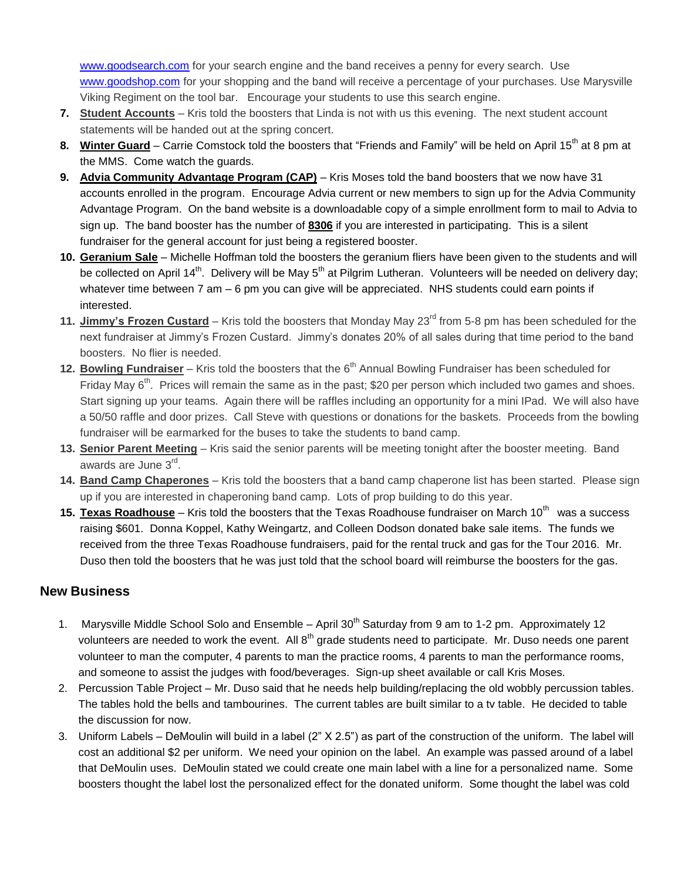www.goodsearch.com for your search engine and the band receives a penny for every search. Use www.goodshop.com for your shopping and the band will receive a percentage of your purchases. Use Marysville Viking Regiment on the tool bar. Encourage your students to use this search engine.

7. **Student Accounts** – Kris told the boosters that Linda is not with us this evening. The next student account statements will be handed out at the spring concert.
8. **Winter Guard** – Carrie Comstock told the boosters that "Friends and Family" will be held on April 15th at 8 pm at the MMS. Come watch the guards.
9. **Advia Community Advantage Program (CAP)** – Kris Moses told the band boosters that we now have 31 accounts enrolled in the program. Encourage Advia current or new members to sign up for the Advia Community Advantage Program. On the band website is a downloadable copy of a simple enrollment form to mail to Advia to sign up. The band booster has the number of **8306** if you are interested in participating. This is a silent fundraiser for the general account for just being a registered booster.
10. **Geranium Sale** – Michelle Hoffman told the boosters the geranium fliers have been given to the students and will be collected on April 14th. Delivery will be May 5th at Pilgrim Lutheran. Volunteers will be needed on delivery day; whatever time between 7 am – 6 pm you can give will be appreciated. NHS students could earn points if interested.
11. **Jimmy's Frozen Custard** – Kris told the boosters that Monday May 23rd from 5-8 pm has been scheduled for the next fundraiser at Jimmy's Frozen Custard. Jimmy's donates 20% of all sales during that time period to the band boosters. No flier is needed.
12. **Bowling Fundraiser** – Kris told the boosters that the 6th Annual Bowling Fundraiser has been scheduled for Friday May 6th. Prices will remain the same as in the past; $20 per person which included two games and shoes. Start signing up your teams. Again there will be raffles including an opportunity for a mini IPad. We will also have a 50/50 raffle and door prizes. Call Steve with questions or donations for the baskets. Proceeds from the bowling fundraiser will be earmarked for the buses to take the students to band camp.
13. **Senior Parent Meeting** – Kris said the senior parents will be meeting tonight after the booster meeting. Band awards are June 3rd.
14. **Band Camp Chaperones** – Kris told the boosters that a band camp chaperone list has been started. Please sign up if you are interested in chaperoning band camp. Lots of prop building to do this year.
15. **Texas Roadhouse** – Kris told the boosters that the Texas Roadhouse fundraiser on March 10th was a success raising $601. Donna Koppel, Kathy Weingartz, and Colleen Dodson donated bake sale items. The funds we received from the three Texas Roadhouse fundraisers, paid for the rental truck and gas for the Tour 2016. Mr. Duso then told the boosters that he was just told that the school board will reimburse the boosters for the gas.

## New Business

1. Marysville Middle School Solo and Ensemble – April 30th Saturday from 9 am to 1-2 pm. Approximately 12 volunteers are needed to work the event. All 8th grade students need to participate. Mr. Duso needs one parent volunteer to man the computer, 4 parents to man the practice rooms, 4 parents to man the performance rooms, and someone to assist the judges with food/beverages. Sign-up sheet available or call Kris Moses.
2. Percussion Table Project – Mr. Duso said that he needs help building/replacing the old wobbly percussion tables. The tables hold the bells and tambourines. The current tables are built similar to a tv table. He decided to table the discussion for now.
3. Uniform Labels – DeMoulin will build in a label (2" X 2.5") as part of the construction of the uniform. The label will cost an additional $2 per uniform. We need your opinion on the label. An example was passed around of a label that DeMoulin uses. DeMoulin stated we could create one main label with a line for a personalized name. Some boosters thought the label lost the personalized effect for the donated uniform. Some thought the label was cold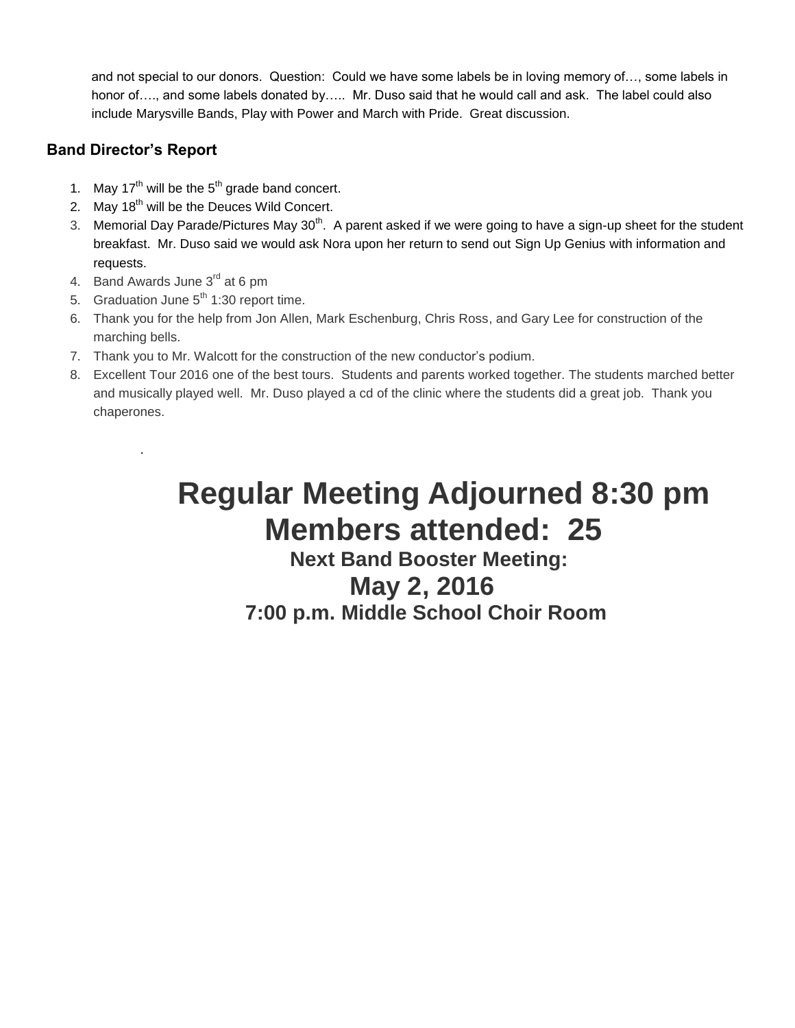and not special to our donors. Question: Could we have some labels be in loving memory of…, some labels in honor of…., and some labels donated by….. Mr. Duso said that he would call and ask. The label could also include Marysville Bands, Play with Power and March with Pride. Great discussion.

## Band Director's Report

1. May 17th will be the 5th grade band concert.
2. May 18th will be the Deuces Wild Concert.
3. Memorial Day Parade/Pictures May 30th. A parent asked if we were going to have a sign-up sheet for the student breakfast. Mr. Duso said we would ask Nora upon her return to send out Sign Up Genius with information and requests.
4. Band Awards June 3rd at 6 pm
5. Graduation June 5th 1:30 report time.
6. Thank you for the help from Jon Allen, Mark Eschenburg, Chris Ross, and Gary Lee for construction of the marching bells.
7. Thank you to Mr. Walcott for the construction of the new conductor's podium.
8. Excellent Tour 2016 one of the best tours. Students and parents worked together. The students marched better and musically played well. Mr. Duso played a cd of the clinic where the students did a great job. Thank you chaperones.

.

# Regular Meeting Adjourned 8:30 pm

# Members attended: 25

### Next Band Booster Meeting:

## May 2, 2016

### 7:00 p.m. Middle School Choir Room